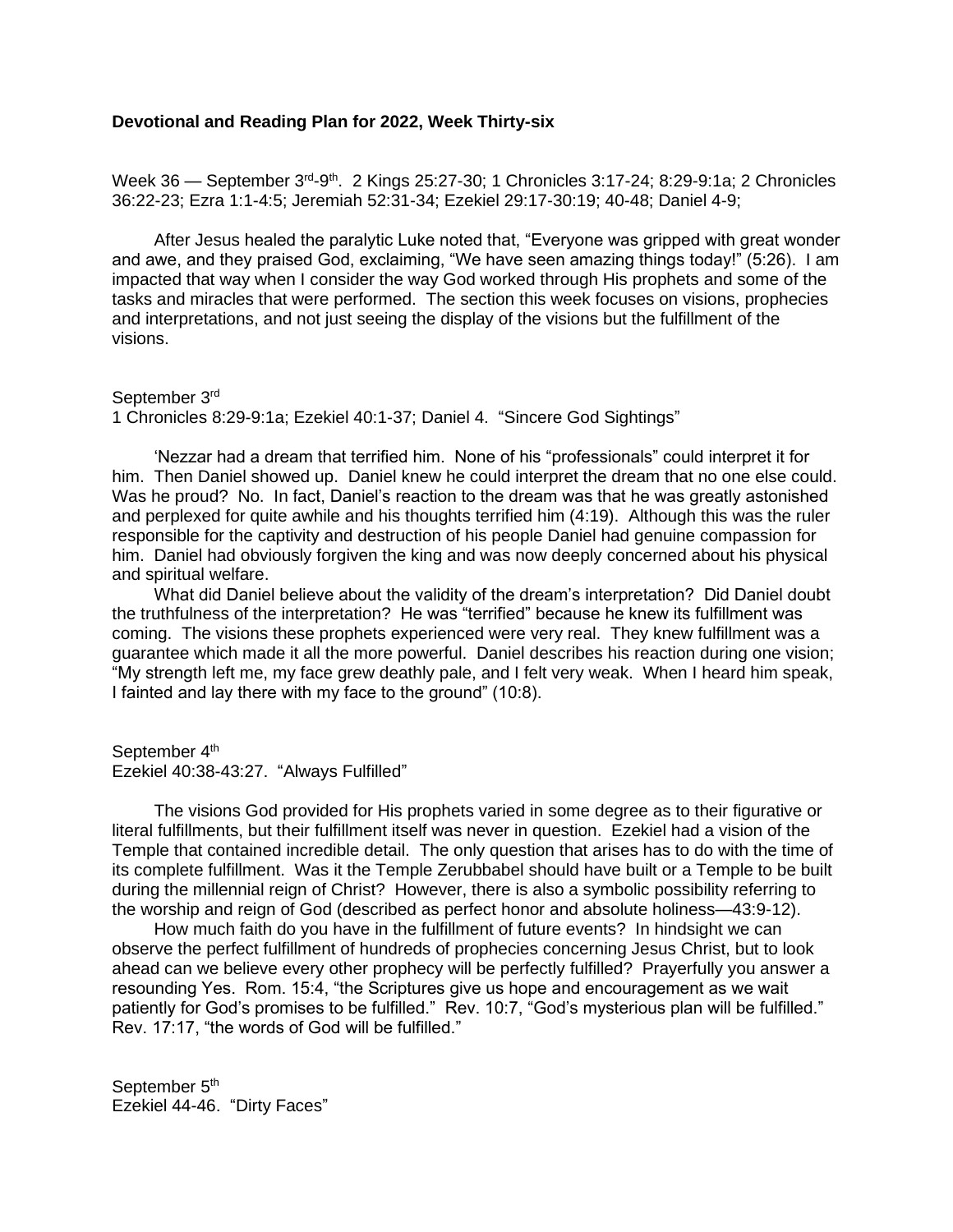**Devotional and Reading Plan for 2022, Week Thirty-six**

Week 36 — September 3rd-9th. 2 Kings 25:27-30; 1 Chronicles 3:17-24; 8:29-9:1a; 2 Chronicles 36:22-23; Ezra 1:1-4:5; Jeremiah 52:31-34; Ezekiel 29:17-30:19; 40-48; Daniel 4-9;

After Jesus healed the paralytic Luke noted that, "Everyone was gripped with great wonder and awe, and they praised God, exclaiming, "We have seen amazing things today!" (5:26). I am impacted that way when I consider the way God worked through His prophets and some of the tasks and miracles that were performed. The section this week focuses on visions, prophecies and interpretations, and not just seeing the display of the visions but the fulfillment of the visions.

September 3rd
1 Chronicles 8:29-9:1a; Ezekiel 40:1-37; Daniel 4. "Sincere God Sightings"

'Nezzar had a dream that terrified him. None of his "professionals" could interpret it for him. Then Daniel showed up. Daniel knew he could interpret the dream that no one else could. Was he proud? No. In fact, Daniel's reaction to the dream was that he was greatly astonished and perplexed for quite awhile and his thoughts terrified him (4:19). Although this was the ruler responsible for the captivity and destruction of his people Daniel had genuine compassion for him. Daniel had obviously forgiven the king and was now deeply concerned about his physical and spiritual welfare.

What did Daniel believe about the validity of the dream's interpretation? Did Daniel doubt the truthfulness of the interpretation? He was "terrified" because he knew its fulfillment was coming. The visions these prophets experienced were very real. They knew fulfillment was a guarantee which made it all the more powerful. Daniel describes his reaction during one vision; "My strength left me, my face grew deathly pale, and I felt very weak. When I heard him speak, I fainted and lay there with my face to the ground" (10:8).

September 4th
Ezekiel 40:38-43:27. "Always Fulfilled"

The visions God provided for His prophets varied in some degree as to their figurative or literal fulfillments, but their fulfillment itself was never in question. Ezekiel had a vision of the Temple that contained incredible detail. The only question that arises has to do with the time of its complete fulfillment. Was it the Temple Zerubbabel should have built or a Temple to be built during the millennial reign of Christ? However, there is also a symbolic possibility referring to the worship and reign of God (described as perfect honor and absolute holiness—43:9-12).

How much faith do you have in the fulfillment of future events? In hindsight we can observe the perfect fulfillment of hundreds of prophecies concerning Jesus Christ, but to look ahead can we believe every other prophecy will be perfectly fulfilled? Prayerfully you answer a resounding Yes. Rom. 15:4, "the Scriptures give us hope and encouragement as we wait patiently for God's promises to be fulfilled." Rev. 10:7, "God's mysterious plan will be fulfilled." Rev. 17:17, "the words of God will be fulfilled."

September 5th
Ezekiel 44-46. "Dirty Faces"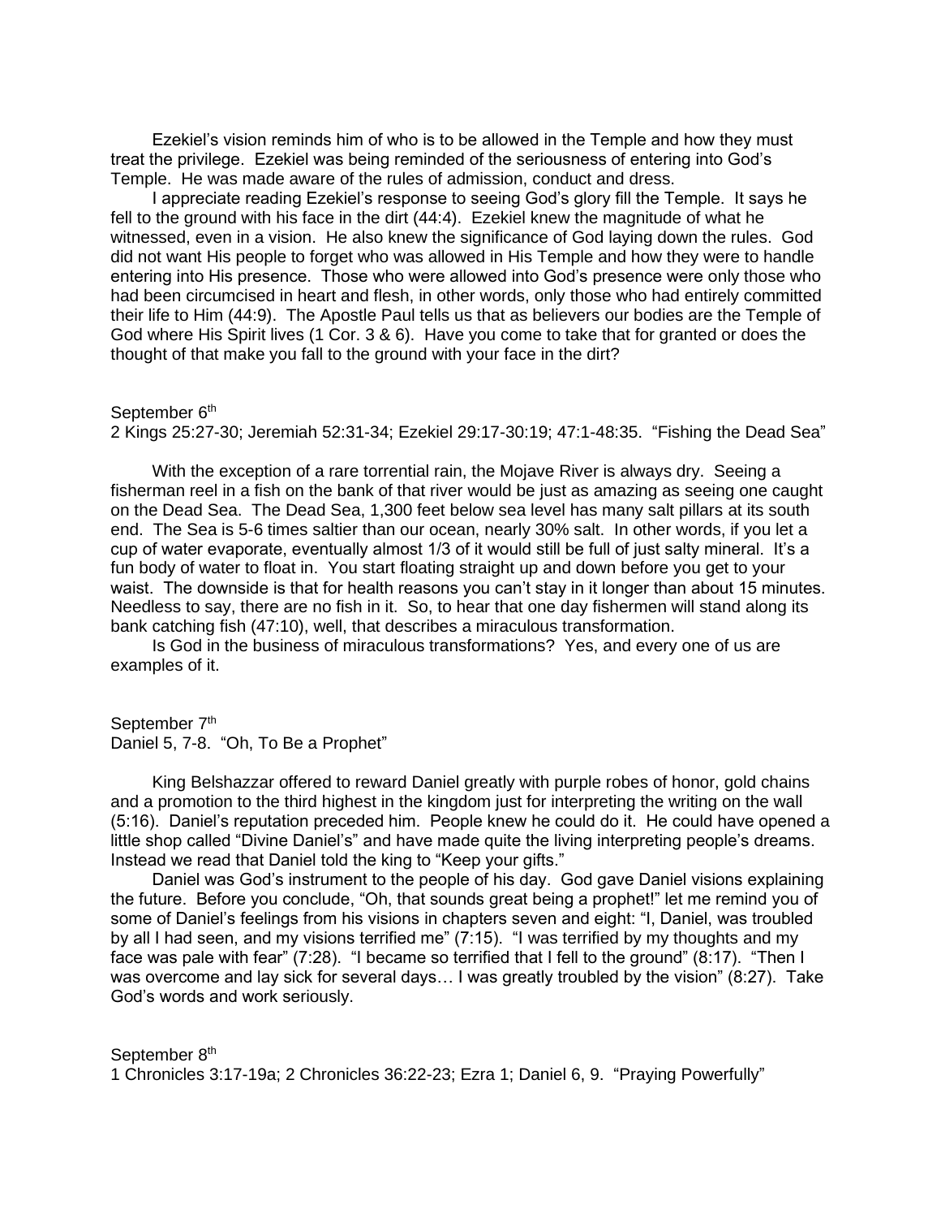Ezekiel's vision reminds him of who is to be allowed in the Temple and how they must treat the privilege. Ezekiel was being reminded of the seriousness of entering into God's Temple. He was made aware of the rules of admission, conduct and dress.

I appreciate reading Ezekiel's response to seeing God's glory fill the Temple. It says he fell to the ground with his face in the dirt (44:4). Ezekiel knew the magnitude of what he witnessed, even in a vision. He also knew the significance of God laying down the rules. God did not want His people to forget who was allowed in His Temple and how they were to handle entering into His presence. Those who were allowed into God's presence were only those who had been circumcised in heart and flesh, in other words, only those who had entirely committed their life to Him (44:9). The Apostle Paul tells us that as believers our bodies are the Temple of God where His Spirit lives (1 Cor. 3 & 6). Have you come to take that for granted or does the thought of that make you fall to the ground with your face in the dirt?

September 6th
2 Kings 25:27-30; Jeremiah 52:31-34; Ezekiel 29:17-30:19; 47:1-48:35. "Fishing the Dead Sea"

With the exception of a rare torrential rain, the Mojave River is always dry. Seeing a fisherman reel in a fish on the bank of that river would be just as amazing as seeing one caught on the Dead Sea. The Dead Sea, 1,300 feet below sea level has many salt pillars at its south end. The Sea is 5-6 times saltier than our ocean, nearly 30% salt. In other words, if you let a cup of water evaporate, eventually almost 1/3 of it would still be full of just salty mineral. It's a fun body of water to float in. You start floating straight up and down before you get to your waist. The downside is that for health reasons you can't stay in it longer than about 15 minutes. Needless to say, there are no fish in it. So, to hear that one day fishermen will stand along its bank catching fish (47:10), well, that describes a miraculous transformation.

Is God in the business of miraculous transformations? Yes, and every one of us are examples of it.

September 7th
Daniel 5, 7-8. "Oh, To Be a Prophet"

King Belshazzar offered to reward Daniel greatly with purple robes of honor, gold chains and a promotion to the third highest in the kingdom just for interpreting the writing on the wall (5:16). Daniel's reputation preceded him. People knew he could do it. He could have opened a little shop called "Divine Daniel's" and have made quite the living interpreting people's dreams. Instead we read that Daniel told the king to "Keep your gifts."

Daniel was God's instrument to the people of his day. God gave Daniel visions explaining the future. Before you conclude, "Oh, that sounds great being a prophet!" let me remind you of some of Daniel's feelings from his visions in chapters seven and eight: "I, Daniel, was troubled by all I had seen, and my visions terrified me" (7:15). "I was terrified by my thoughts and my face was pale with fear" (7:28). "I became so terrified that I fell to the ground" (8:17). "Then I was overcome and lay sick for several days… I was greatly troubled by the vision" (8:27). Take God's words and work seriously.

September 8th
1 Chronicles 3:17-19a; 2 Chronicles 36:22-23; Ezra 1; Daniel 6, 9. "Praying Powerfully"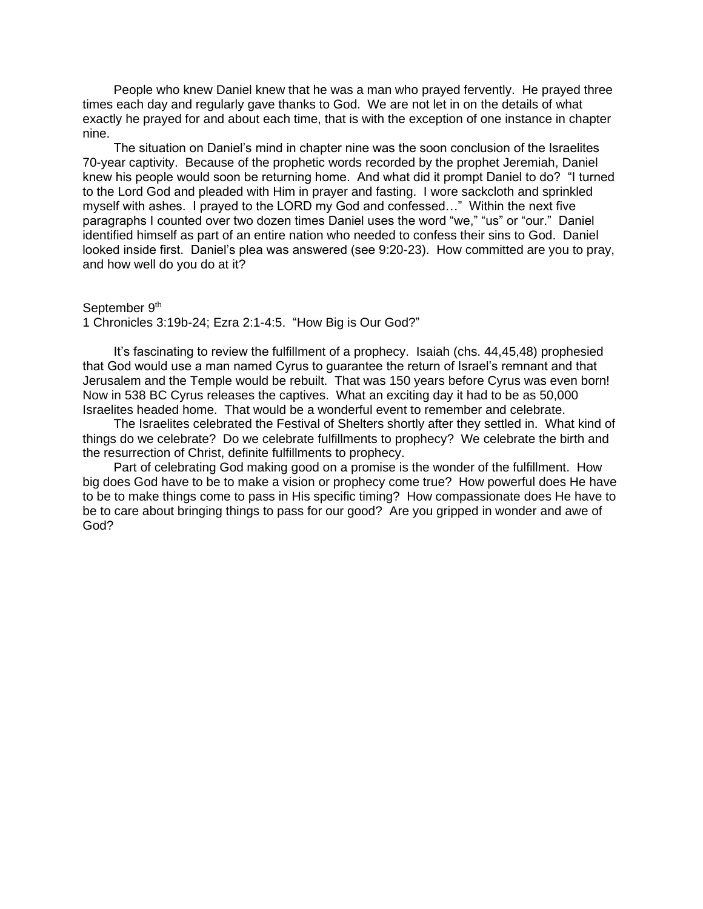People who knew Daniel knew that he was a man who prayed fervently. He prayed three times each day and regularly gave thanks to God. We are not let in on the details of what exactly he prayed for and about each time, that is with the exception of one instance in chapter nine.

The situation on Daniel's mind in chapter nine was the soon conclusion of the Israelites 70-year captivity. Because of the prophetic words recorded by the prophet Jeremiah, Daniel knew his people would soon be returning home. And what did it prompt Daniel to do? "I turned to the Lord God and pleaded with Him in prayer and fasting. I wore sackcloth and sprinkled myself with ashes. I prayed to the LORD my God and confessed…" Within the next five paragraphs I counted over two dozen times Daniel uses the word "we," "us" or "our." Daniel identified himself as part of an entire nation who needed to confess their sins to God. Daniel looked inside first. Daniel's plea was answered (see 9:20-23). How committed are you to pray, and how well do you do at it?

September 9th
1 Chronicles 3:19b-24; Ezra 2:1-4:5. "How Big is Our God?"

It's fascinating to review the fulfillment of a prophecy. Isaiah (chs. 44,45,48) prophesied that God would use a man named Cyrus to guarantee the return of Israel's remnant and that Jerusalem and the Temple would be rebuilt. That was 150 years before Cyrus was even born! Now in 538 BC Cyrus releases the captives. What an exciting day it had to be as 50,000 Israelites headed home. That would be a wonderful event to remember and celebrate.

The Israelites celebrated the Festival of Shelters shortly after they settled in. What kind of things do we celebrate? Do we celebrate fulfillments to prophecy? We celebrate the birth and the resurrection of Christ, definite fulfillments to prophecy.

Part of celebrating God making good on a promise is the wonder of the fulfillment. How big does God have to be to make a vision or prophecy come true? How powerful does He have to be to make things come to pass in His specific timing? How compassionate does He have to be to care about bringing things to pass for our good? Are you gripped in wonder and awe of God?